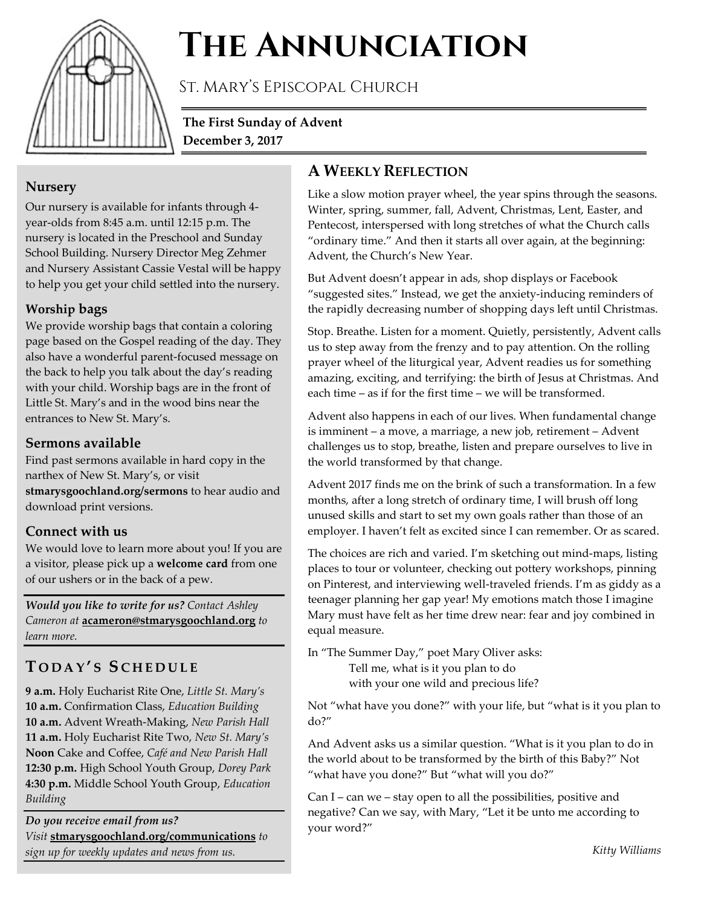# The Annunciation

## St. Mary's Episcopal Church

**The First Sunday of Advent**
**December 3, 2017**

### Nursery

Our nursery is available for infants through 4-year-olds from 8:45 a.m. until 12:15 p.m. The nursery is located in the Preschool and Sunday School Building. Nursery Director Meg Zehmer and Nursery Assistant Cassie Vestal will be happy to help you get your child settled into the nursery.

### Worship bags

We provide worship bags that contain a coloring page based on the Gospel reading of the day. They also have a wonderful parent-focused message on the back to help you talk about the day's reading with your child. Worship bags are in the front of Little St. Mary's and in the wood bins near the entrances to New St. Mary's.

### Sermons available

Find past sermons available in hard copy in the narthex of New St. Mary's, or visit **stmarysgoochland.org/sermons** to hear audio and download print versions.

### Connect with us

We would love to learn more about you! If you are a visitor, please pick up a **welcome card** from one of our ushers or in the back of a pew.

***Would you like to write for us?*** *Contact Ashley Cameron at* **acameron@stmarysgoochland.org** *to learn more.*

## Today's Schedule

**9 a.m.** Holy Eucharist Rite One, *Little St. Mary's*
**10 a.m.** Confirmation Class, *Education Building*
**10 a.m.** Advent Wreath-Making, *New Parish Hall*
**11 a.m.** Holy Eucharist Rite Two, *New St. Mary's*
**Noon** Cake and Coffee, *Café and New Parish Hall*
**12:30 p.m.** High School Youth Group, *Dorey Park*
**4:30 p.m.** Middle School Youth Group, *Education Building*

***Do you receive email from us?***
*Visit* **stmarysgoochland.org/communications** *to sign up for weekly updates and news from us.*

## A Weekly Reflection

Like a slow motion prayer wheel, the year spins through the seasons. Winter, spring, summer, fall, Advent, Christmas, Lent, Easter, and Pentecost, interspersed with long stretches of what the Church calls "ordinary time." And then it starts all over again, at the beginning: Advent, the Church's New Year.

But Advent doesn't appear in ads, shop displays or Facebook "suggested sites." Instead, we get the anxiety-inducing reminders of the rapidly decreasing number of shopping days left until Christmas.

Stop. Breathe. Listen for a moment. Quietly, persistently, Advent calls us to step away from the frenzy and to pay attention. On the rolling prayer wheel of the liturgical year, Advent readies us for something amazing, exciting, and terrifying: the birth of Jesus at Christmas. And each time – as if for the first time – we will be transformed.

Advent also happens in each of our lives. When fundamental change is imminent – a move, a marriage, a new job, retirement – Advent challenges us to stop, breathe, listen and prepare ourselves to live in the world transformed by that change.

Advent 2017 finds me on the brink of such a transformation. In a few months, after a long stretch of ordinary time, I will brush off long unused skills and start to set my own goals rather than those of an employer. I haven't felt as excited since I can remember. Or as scared.

The choices are rich and varied. I'm sketching out mind-maps, listing places to tour or volunteer, checking out pottery workshops, pinning on Pinterest, and interviewing well-traveled friends. I'm as giddy as a teenager planning her gap year! My emotions match those I imagine Mary must have felt as her time drew near: fear and joy combined in equal measure.

In "The Summer Day," poet Mary Oliver asks:

> Tell me, what is it you plan to do
> with your one wild and precious life?

Not "what have you done?" with your life, but "what is it you plan to do?"

And Advent asks us a similar question. "What is it you plan to do in the world about to be transformed by the birth of this Baby?" Not "what have you done?" But "what will you do?"

Can I – can we – stay open to all the possibilities, positive and negative? Can we say, with Mary, "Let it be unto me according to your word?"

*Kitty Williams*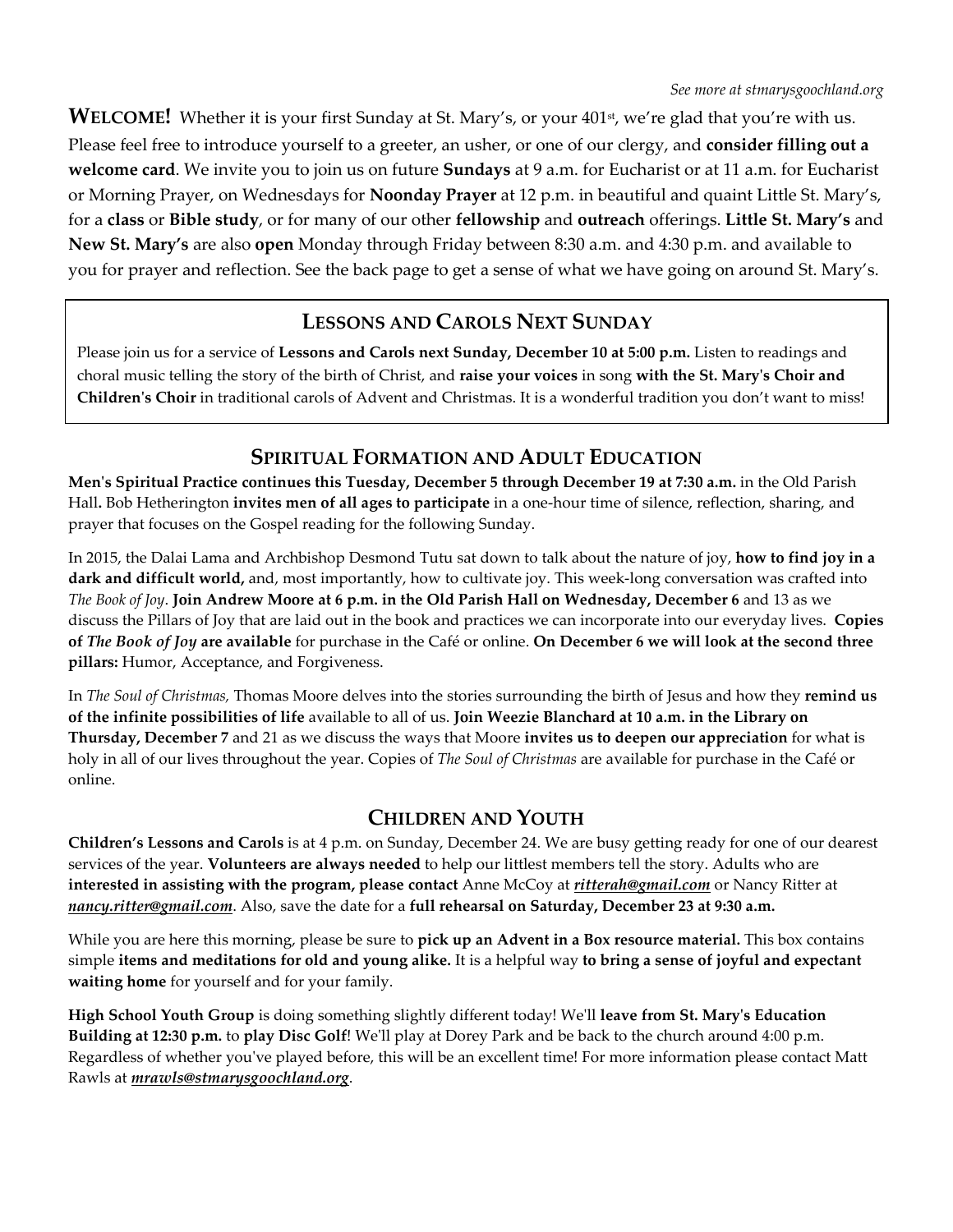*See more at stmarysgoochland.org*

**WELCOME!** Whether it is your first Sunday at St. Mary's, or your 401st, we're glad that you're with us. Please feel free to introduce yourself to a greeter, an usher, or one of our clergy, and **consider filling out a welcome card**. We invite you to join us on future **Sundays** at 9 a.m. for Eucharist or at 11 a.m. for Eucharist or Morning Prayer, on Wednesdays for **Noonday Prayer** at 12 p.m. in beautiful and quaint Little St. Mary's, for a **class** or **Bible study**, or for many of our other **fellowship** and **outreach** offerings. **Little St. Mary's** and **New St. Mary's** are also **open** Monday through Friday between 8:30 a.m. and 4:30 p.m. and available to you for prayer and reflection. See the back page to get a sense of what we have going on around St. Mary's.

## LESSONS AND CAROLS NEXT SUNDAY

Please join us for a service of **Lessons and Carols next Sunday, December 10 at 5:00 p.m.** Listen to readings and choral music telling the story of the birth of Christ, and **raise your voices** in song **with the St. Mary's Choir and Children's Choir** in traditional carols of Advent and Christmas. It is a wonderful tradition you don't want to miss!

## SPIRITUAL FORMATION AND ADULT EDUCATION

**Men's Spiritual Practice continues this Tuesday, December 5 through December 19 at 7:30 a.m.** in the Old Parish Hall**.** Bob Hetherington **invites men of all ages to participate** in a one-hour time of silence, reflection, sharing, and prayer that focuses on the Gospel reading for the following Sunday.

In 2015, the Dalai Lama and Archbishop Desmond Tutu sat down to talk about the nature of joy, **how to find joy in a dark and difficult world,** and, most importantly, how to cultivate joy. This week-long conversation was crafted into *The Book of Joy*. **Join Andrew Moore at 6 p.m. in the Old Parish Hall on Wednesday, December 6** and 13 as we discuss the Pillars of Joy that are laid out in the book and practices we can incorporate into our everyday lives. **Copies of *The Book of Joy* are available** for purchase in the Café or online. **On December 6 we will look at the second three pillars:** Humor, Acceptance, and Forgiveness.

In *The Soul of Christmas,* Thomas Moore delves into the stories surrounding the birth of Jesus and how they **remind us of the infinite possibilities of life** available to all of us. **Join Weezie Blanchard at 10 a.m. in the Library on Thursday, December 7** and 21 as we discuss the ways that Moore **invites us to deepen our appreciation** for what is holy in all of our lives throughout the year. Copies of *The Soul of Christmas* are available for purchase in the Café or online.

## CHILDREN AND YOUTH

**Children's Lessons and Carols** is at 4 p.m. on Sunday, December 24. We are busy getting ready for one of our dearest services of the year. **Volunteers are always needed** to help our littlest members tell the story. Adults who are **interested in assisting with the program, please contact** Anne McCoy at ***ritterah@gmail.com*** or Nancy Ritter at ***nancy.ritter@gmail.com***. Also, save the date for a **full rehearsal on Saturday, December 23 at 9:30 a.m.**

While you are here this morning, please be sure to **pick up an Advent in a Box resource material.** This box contains simple **items and meditations for old and young alike.** It is a helpful way **to bring a sense of joyful and expectant waiting home** for yourself and for your family.

**High School Youth Group** is doing something slightly different today! We'll **leave from St. Mary's Education Building at 12:30 p.m.** to **play Disc Golf**! We'll play at Dorey Park and be back to the church around 4:00 p.m. Regardless of whether you've played before, this will be an excellent time! For more information please contact Matt Rawls at ***mrawls@stmarysgoochland.org***.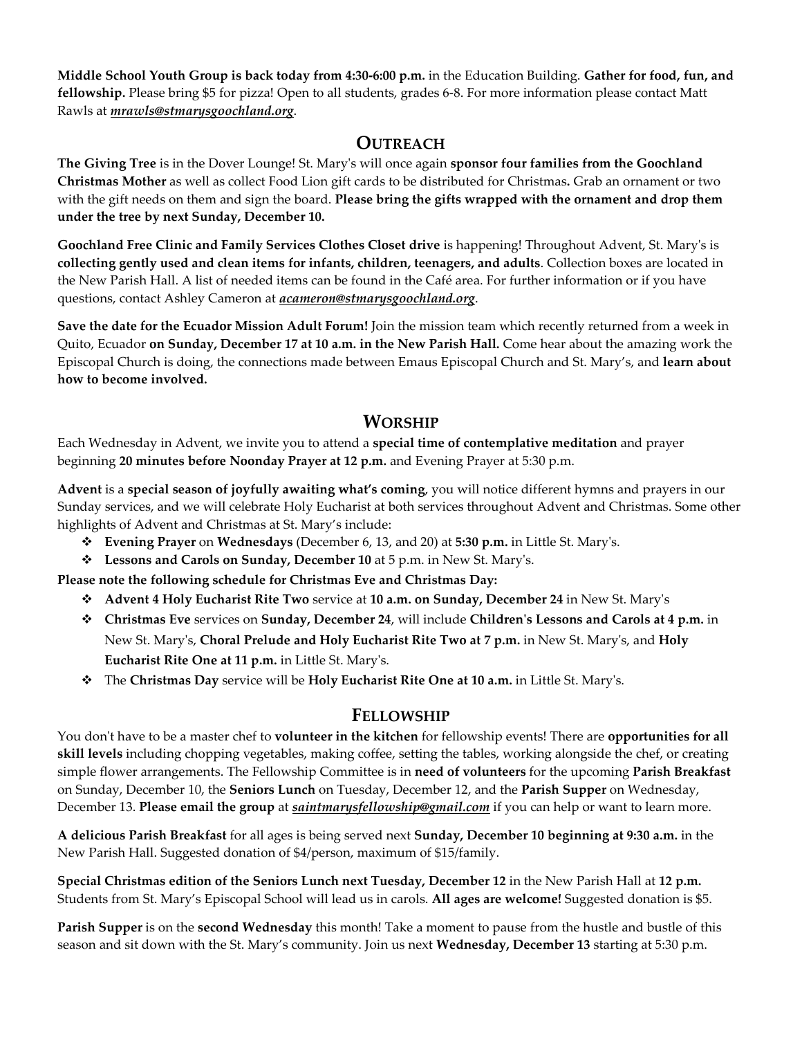**Middle School Youth Group is back today from 4:30-6:00 p.m.** in the Education Building. **Gather for food, fun, and fellowship.** Please bring $5 for pizza! Open to all students, grades 6-8. For more information please contact Matt Rawls at ***mrawls@stmarysgoochland.org***.

## OUTREACH

**The Giving Tree** is in the Dover Lounge! St. Mary's will once again **sponsor four families from the Goochland Christmas Mother** as well as collect Food Lion gift cards to be distributed for Christmas**.** Grab an ornament or two with the gift needs on them and sign the board. **Please bring the gifts wrapped with the ornament and drop them under the tree by next Sunday, December 10.**

**Goochland Free Clinic and Family Services Clothes Closet drive** is happening! Throughout Advent, St. Mary's is **collecting gently used and clean items for infants, children, teenagers, and adults**. Collection boxes are located in the New Parish Hall. A list of needed items can be found in the Café area. For further information or if you have questions, contact Ashley Cameron at ***acameron@stmarysgoochland.org***.

**Save the date for the Ecuador Mission Adult Forum!** Join the mission team which recently returned from a week in Quito, Ecuador **on Sunday, December 17 at 10 a.m. in the New Parish Hall.** Come hear about the amazing work the Episcopal Church is doing, the connections made between Emaus Episcopal Church and St. Mary's, and **learn about how to become involved.**

## WORSHIP

Each Wednesday in Advent, we invite you to attend a **special time of contemplative meditation** and prayer beginning **20 minutes before Noonday Prayer at 12 p.m.** and Evening Prayer at 5:30 p.m.

**Advent** is a **special season of joyfully awaiting what's coming**, you will notice different hymns and prayers in our Sunday services, and we will celebrate Holy Eucharist at both services throughout Advent and Christmas. Some other highlights of Advent and Christmas at St. Mary's include:

- **Evening Prayer** on **Wednesdays** (December 6, 13, and 20) at **5:30 p.m.** in Little St. Mary's.
- **Lessons and Carols on Sunday, December 10** at 5 p.m. in New St. Mary's.

**Please note the following schedule for Christmas Eve and Christmas Day:**

- **Advent 4 Holy Eucharist Rite Two** service at **10 a.m. on Sunday, December 24** in New St. Mary's
- **Christmas Eve** services on **Sunday, December 24**, will include **Children's Lessons and Carols at 4 p.m.** in New St. Mary's, **Choral Prelude and Holy Eucharist Rite Two at 7 p.m.** in New St. Mary's, and **Holy Eucharist Rite One at 11 p.m.** in Little St. Mary's.
- The **Christmas Day** service will be **Holy Eucharist Rite One at 10 a.m.** in Little St. Mary's.

## FELLOWSHIP

You don't have to be a master chef to **volunteer in the kitchen** for fellowship events! There are **opportunities for all skill levels** including chopping vegetables, making coffee, setting the tables, working alongside the chef, or creating simple flower arrangements. The Fellowship Committee is in **need of volunteers** for the upcoming **Parish Breakfast** on Sunday, December 10, the **Seniors Lunch** on Tuesday, December 12, and the **Parish Supper** on Wednesday, December 13. **Please email the group** at ***saintmarysfellowship@gmail.com*** if you can help or want to learn more.

**A delicious Parish Breakfast** for all ages is being served next **Sunday, December 10 beginning at 9:30 a.m.** in the New Parish Hall. Suggested donation of $4/person, maximum of $15/family.

**Special Christmas edition of the Seniors Lunch next Tuesday, December 12** in the New Parish Hall at **12 p.m.** Students from St. Mary's Episcopal School will lead us in carols. **All ages are welcome!** Suggested donation is $5.

**Parish Supper** is on the **second Wednesday** this month! Take a moment to pause from the hustle and bustle of this season and sit down with the St. Mary's community. Join us next **Wednesday, December 13** starting at 5:30 p.m.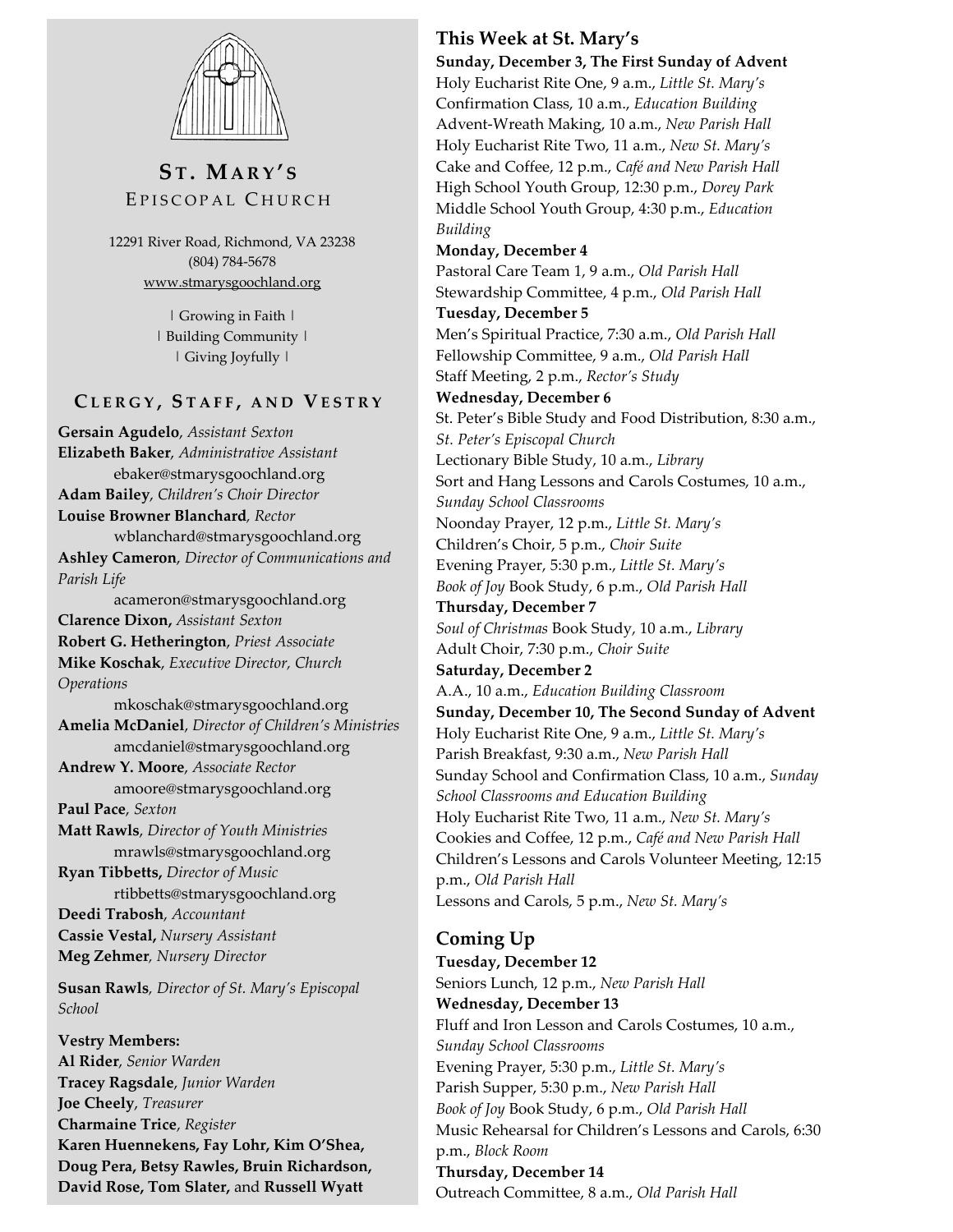## St. Mary's

Episcopal Church

12291 River Road, Richmond, VA 23238
(804) 784-5678
www.stmarysgoochland.org

| Growing in Faith |
| Building Community |
| Giving Joyfully |

### Clergy, Staff, and Vestry

**Gersain Agudelo**, *Assistant Sexton*
**Elizabeth Baker**, *Administrative Assistant*
ebaker@stmarysgoochland.org
**Adam Bailey**, *Children's Choir Director*
**Louise Browner Blanchard**, *Rector*
wblanchard@stmarysgoochland.org
**Ashley Cameron**, *Director of Communications and Parish Life*
acameron@stmarysgoochland.org
**Clarence Dixon,** *Assistant Sexton*
**Robert G. Hetherington**, *Priest Associate*
**Mike Koschak**, *Executive Director, Church Operations*
mkoschak@stmarysgoochland.org
**Amelia McDaniel**, *Director of Children's Ministries*
amcdaniel@stmarysgoochland.org
**Andrew Y. Moore**, *Associate Rector*
amoore@stmarysgoochland.org
**Paul Pace**, *Sexton*
**Matt Rawls**, *Director of Youth Ministries*
mrawls@stmarysgoochland.org
**Ryan Tibbetts,** *Director of Music*
rtibbetts@stmarysgoochland.org
**Deedi Trabosh**, *Accountant*
**Cassie Vestal,** *Nursery Assistant*
**Meg Zehmer**, *Nursery Director*

**Susan Rawls**, *Director of St. Mary's Episcopal School*

**Vestry Members:**
**Al Rider**, *Senior Warden*
**Tracey Ragsdale**, *Junior Warden*
**Joe Cheely**, *Treasurer*
**Charmaine Trice**, *Register*
**Karen Huennekens, Fay Lohr, Kim O'Shea, Doug Pera, Betsy Rawles, Bruin Richardson, David Rose, Tom Slater,** and **Russell Wyatt**

## This Week at St. Mary's

**Sunday, December 3, The First Sunday of Advent**
Holy Eucharist Rite One, 9 a.m., *Little St. Mary's*
Confirmation Class, 10 a.m., *Education Building*
Advent-Wreath Making, 10 a.m., *New Parish Hall*
Holy Eucharist Rite Two, 11 a.m., *New St. Mary's*
Cake and Coffee, 12 p.m., *Café and New Parish Hall*
High School Youth Group, 12:30 p.m., *Dorey Park*
Middle School Youth Group, 4:30 p.m., *Education Building*

**Monday, December 4**
Pastoral Care Team 1, 9 a.m., *Old Parish Hall*
Stewardship Committee, 4 p.m., *Old Parish Hall*

**Tuesday, December 5**
Men's Spiritual Practice, 7:30 a.m., *Old Parish Hall*
Fellowship Committee, 9 a.m., *Old Parish Hall*
Staff Meeting, 2 p.m., *Rector's Study*

**Wednesday, December 6**
St. Peter's Bible Study and Food Distribution, 8:30 a.m., *St. Peter's Episcopal Church*
Lectionary Bible Study, 10 a.m., *Library*
Sort and Hang Lessons and Carols Costumes, 10 a.m., *Sunday School Classrooms*
Noonday Prayer, 12 p.m., *Little St. Mary's*
Children's Choir, 5 p.m., *Choir Suite*
Evening Prayer, 5:30 p.m., *Little St. Mary's*
*Book of Joy* Book Study, 6 p.m., *Old Parish Hall*

**Thursday, December 7**
*Soul of Christmas* Book Study, 10 a.m., *Library*
Adult Choir, 7:30 p.m., *Choir Suite*

**Saturday, December 2**
A.A., 10 a.m., *Education Building Classroom*

**Sunday, December 10, The Second Sunday of Advent**
Holy Eucharist Rite One, 9 a.m., *Little St. Mary's*
Parish Breakfast, 9:30 a.m., *New Parish Hall*
Sunday School and Confirmation Class, 10 a.m., *Sunday School Classrooms and Education Building*
Holy Eucharist Rite Two, 11 a.m., *New St. Mary's*
Cookies and Coffee, 12 p.m., *Café and New Parish Hall*
Children's Lessons and Carols Volunteer Meeting, 12:15 p.m., *Old Parish Hall*
Lessons and Carols, 5 p.m., *New St. Mary's*

## Coming Up

**Tuesday, December 12**
Seniors Lunch, 12 p.m., *New Parish Hall*

**Wednesday, December 13**
Fluff and Iron Lesson and Carols Costumes, 10 a.m., *Sunday School Classrooms*
Evening Prayer, 5:30 p.m., *Little St. Mary's*
Parish Supper, 5:30 p.m., *New Parish Hall*
*Book of Joy* Book Study, 6 p.m., *Old Parish Hall*
Music Rehearsal for Children's Lessons and Carols, 6:30 p.m., *Block Room*

**Thursday, December 14**
Outreach Committee, 8 a.m., *Old Parish Hall*